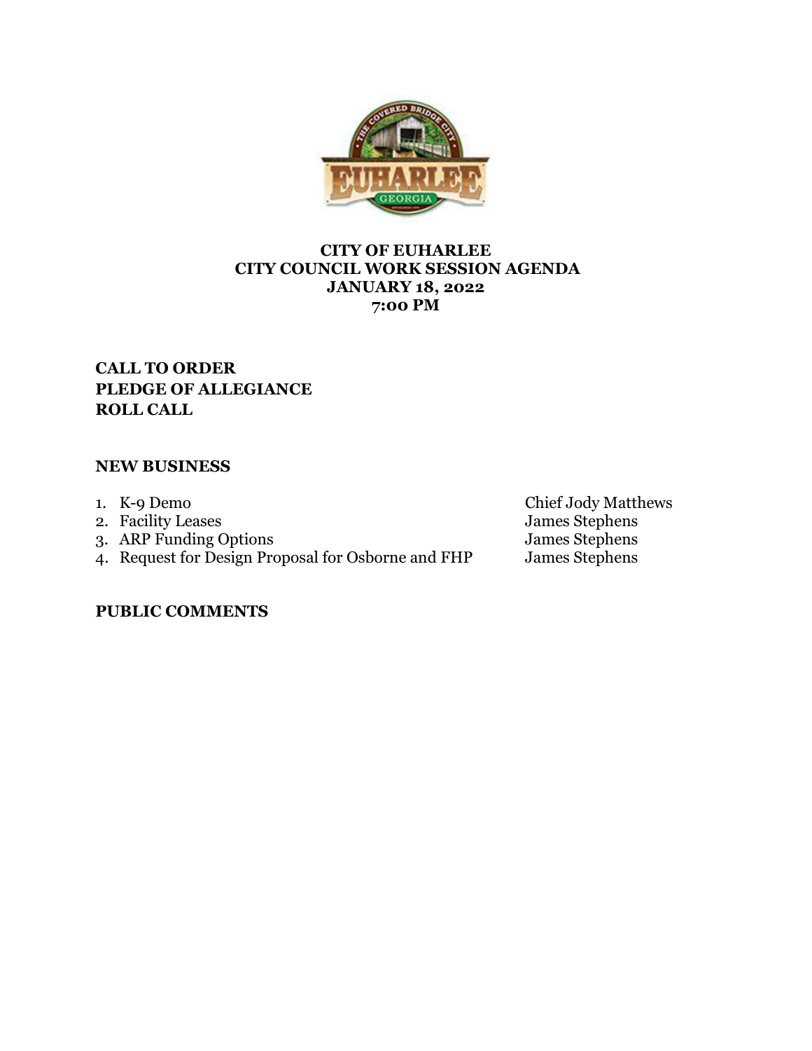# CITY OF EUHARLEE
## CITY COUNCIL WORK SESSION AGENDA
## JANUARY 18, 2022
## 7:00 PM

**CALL TO ORDER**
**PLEDGE OF ALLEGIANCE**
**ROLL CALL**

**NEW BUSINESS**

1. K-9 Demo — Chief Jody Matthews
2. Facility Leases — James Stephens
3. ARP Funding Options — James Stephens
4. Request for Design Proposal for Osborne and FHP — James Stephens

**PUBLIC COMMENTS**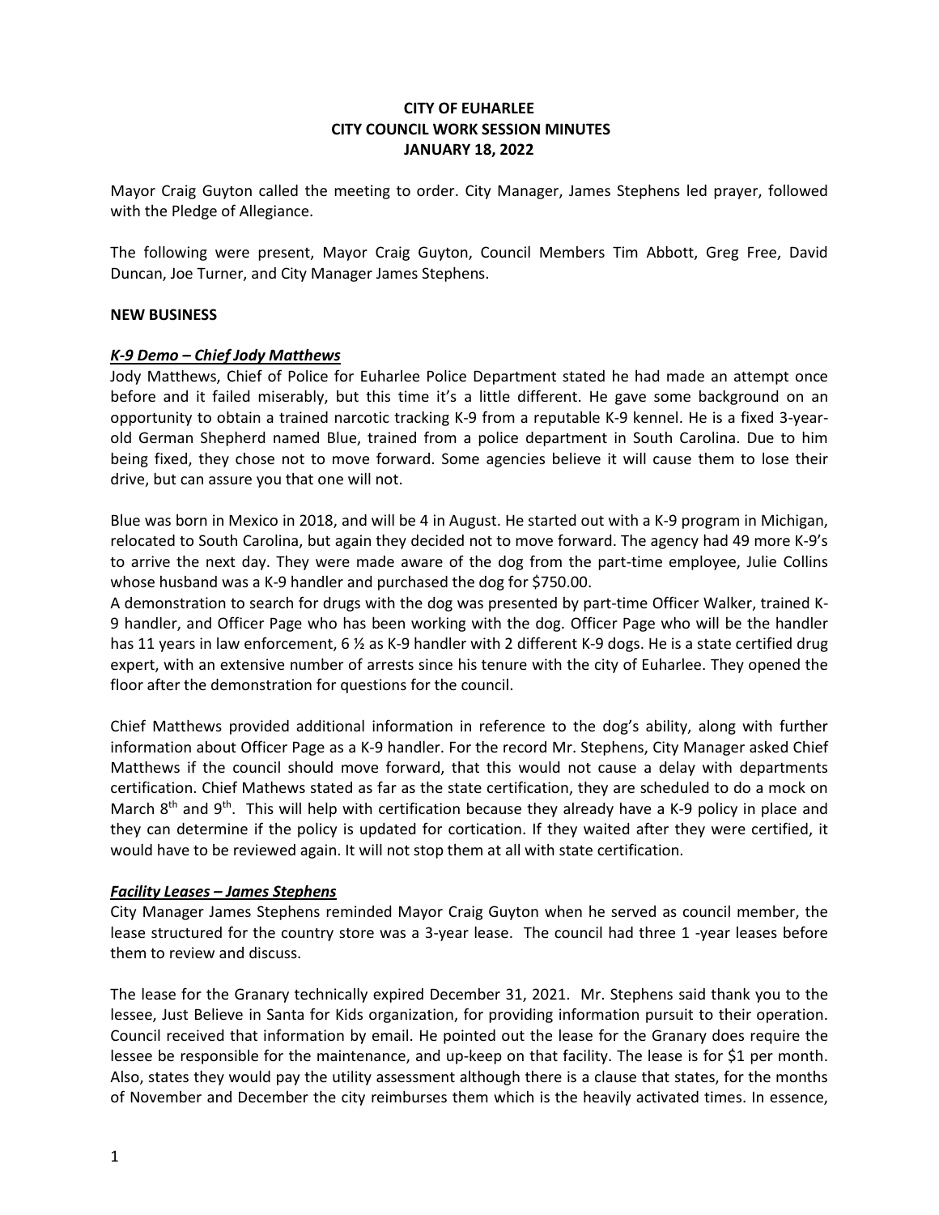**CITY OF EUHARLEE**
**CITY COUNCIL WORK SESSION MINUTES**
**JANUARY 18, 2022**

Mayor Craig Guyton called the meeting to order. City Manager, James Stephens led prayer, followed with the Pledge of Allegiance.

The following were present, Mayor Craig Guyton, Council Members Tim Abbott, Greg Free, David Duncan, Joe Turner, and City Manager James Stephens.

**NEW BUSINESS**

***K-9 Demo – Chief Jody Matthews***

Jody Matthews, Chief of Police for Euharlee Police Department stated he had made an attempt once before and it failed miserably, but this time it's a little different. He gave some background on an opportunity to obtain a trained narcotic tracking K-9 from a reputable K-9 kennel. He is a fixed 3-year-old German Shepherd named Blue, trained from a police department in South Carolina. Due to him being fixed, they chose not to move forward. Some agencies believe it will cause them to lose their drive, but can assure you that one will not.

Blue was born in Mexico in 2018, and will be 4 in August. He started out with a K-9 program in Michigan, relocated to South Carolina, but again they decided not to move forward. The agency had 49 more K-9's to arrive the next day. They were made aware of the dog from the part-time employee, Julie Collins whose husband was a K-9 handler and purchased the dog for $750.00.

A demonstration to search for drugs with the dog was presented by part-time Officer Walker, trained K-9 handler, and Officer Page who has been working with the dog. Officer Page who will be the handler has 11 years in law enforcement, 6 ½ as K-9 handler with 2 different K-9 dogs. He is a state certified drug expert, with an extensive number of arrests since his tenure with the city of Euharlee. They opened the floor after the demonstration for questions for the council.

Chief Matthews provided additional information in reference to the dog's ability, along with further information about Officer Page as a K-9 handler. For the record Mr. Stephens, City Manager asked Chief Matthews if the council should move forward, that this would not cause a delay with departments certification. Chief Mathews stated as far as the state certification, they are scheduled to do a mock on March 8th and 9th. This will help with certification because they already have a K-9 policy in place and they can determine if the policy is updated for cortication. If they waited after they were certified, it would have to be reviewed again. It will not stop them at all with state certification.

***Facility Leases – James Stephens***

City Manager James Stephens reminded Mayor Craig Guyton when he served as council member, the lease structured for the country store was a 3-year lease. The council had three 1 -year leases before them to review and discuss.

The lease for the Granary technically expired December 31, 2021. Mr. Stephens said thank you to the lessee, Just Believe in Santa for Kids organization, for providing information pursuit to their operation. Council received that information by email. He pointed out the lease for the Granary does require the lessee be responsible for the maintenance, and up-keep on that facility. The lease is for $1 per month. Also, states they would pay the utility assessment although there is a clause that states, for the months of November and December the city reimburses them which is the heavily activated times. In essence,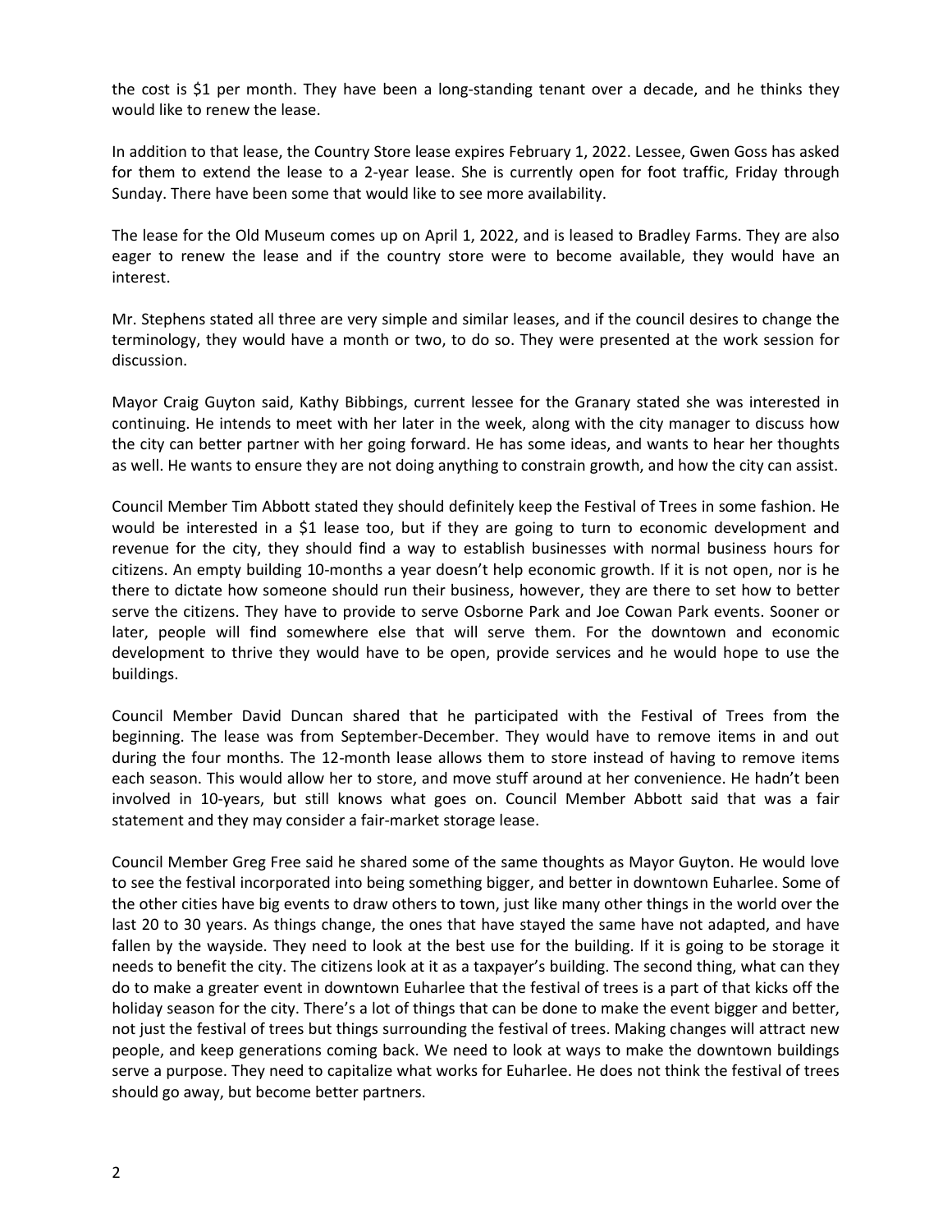the cost is $1 per month. They have been a long-standing tenant over a decade, and he thinks they would like to renew the lease.

In addition to that lease, the Country Store lease expires February 1, 2022. Lessee, Gwen Goss has asked for them to extend the lease to a 2-year lease. She is currently open for foot traffic, Friday through Sunday. There have been some that would like to see more availability.

The lease for the Old Museum comes up on April 1, 2022, and is leased to Bradley Farms. They are also eager to renew the lease and if the country store were to become available, they would have an interest.

Mr. Stephens stated all three are very simple and similar leases, and if the council desires to change the terminology, they would have a month or two, to do so. They were presented at the work session for discussion.

Mayor Craig Guyton said, Kathy Bibbings, current lessee for the Granary stated she was interested in continuing. He intends to meet with her later in the week, along with the city manager to discuss how the city can better partner with her going forward. He has some ideas, and wants to hear her thoughts as well. He wants to ensure they are not doing anything to constrain growth, and how the city can assist.

Council Member Tim Abbott stated they should definitely keep the Festival of Trees in some fashion. He would be interested in a $1 lease too, but if they are going to turn to economic development and revenue for the city, they should find a way to establish businesses with normal business hours for citizens. An empty building 10-months a year doesn't help economic growth. If it is not open, nor is he there to dictate how someone should run their business, however, they are there to set how to better serve the citizens. They have to provide to serve Osborne Park and Joe Cowan Park events. Sooner or later, people will find somewhere else that will serve them. For the downtown and economic development to thrive they would have to be open, provide services and he would hope to use the buildings.

Council Member David Duncan shared that he participated with the Festival of Trees from the beginning. The lease was from September-December. They would have to remove items in and out during the four months. The 12-month lease allows them to store instead of having to remove items each season. This would allow her to store, and move stuff around at her convenience. He hadn't been involved in 10-years, but still knows what goes on. Council Member Abbott said that was a fair statement and they may consider a fair-market storage lease.

Council Member Greg Free said he shared some of the same thoughts as Mayor Guyton. He would love to see the festival incorporated into being something bigger, and better in downtown Euharlee. Some of the other cities have big events to draw others to town, just like many other things in the world over the last 20 to 30 years. As things change, the ones that have stayed the same have not adapted, and have fallen by the wayside. They need to look at the best use for the building. If it is going to be storage it needs to benefit the city. The citizens look at it as a taxpayer's building. The second thing, what can they do to make a greater event in downtown Euharlee that the festival of trees is a part of that kicks off the holiday season for the city. There's a lot of things that can be done to make the event bigger and better, not just the festival of trees but things surrounding the festival of trees. Making changes will attract new people, and keep generations coming back. We need to look at ways to make the downtown buildings serve a purpose. They need to capitalize what works for Euharlee. He does not think the festival of trees should go away, but become better partners.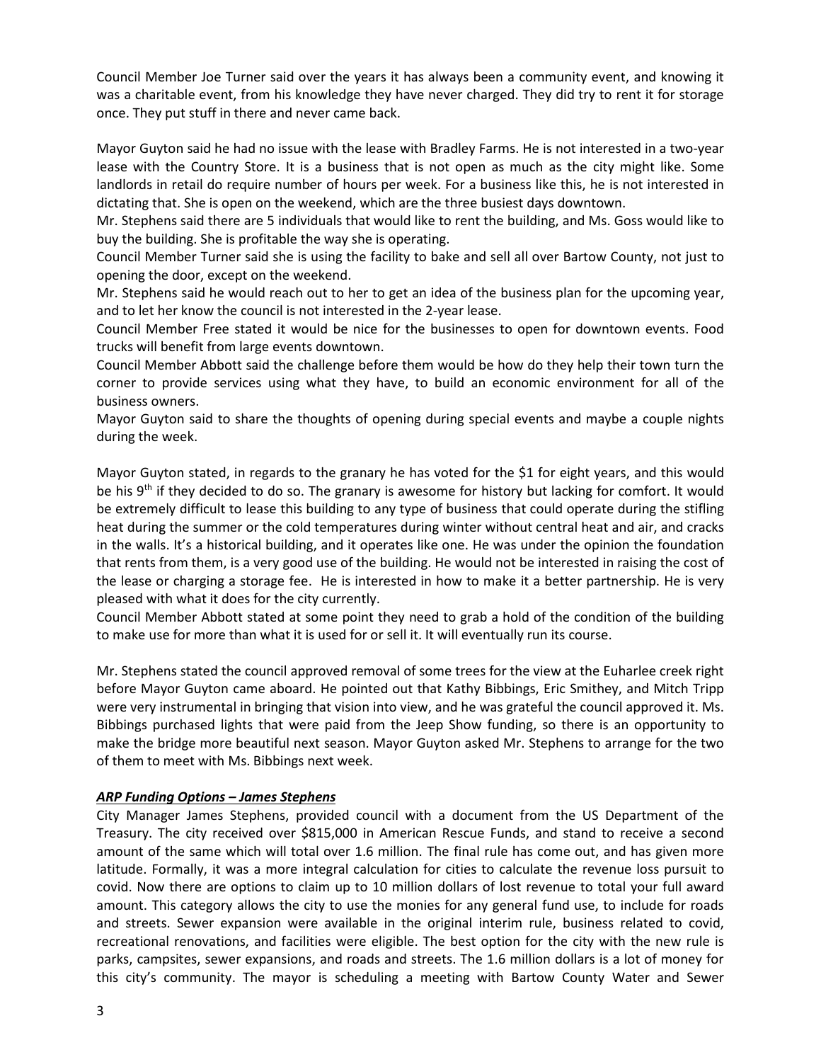Council Member Joe Turner said over the years it has always been a community event, and knowing it was a charitable event, from his knowledge they have never charged. They did try to rent it for storage once. They put stuff in there and never came back.

Mayor Guyton said he had no issue with the lease with Bradley Farms. He is not interested in a two-year lease with the Country Store. It is a business that is not open as much as the city might like. Some landlords in retail do require number of hours per week. For a business like this, he is not interested in dictating that. She is open on the weekend, which are the three busiest days downtown.

Mr. Stephens said there are 5 individuals that would like to rent the building, and Ms. Goss would like to buy the building. She is profitable the way she is operating.

Council Member Turner said she is using the facility to bake and sell all over Bartow County, not just to opening the door, except on the weekend.

Mr. Stephens said he would reach out to her to get an idea of the business plan for the upcoming year, and to let her know the council is not interested in the 2-year lease.

Council Member Free stated it would be nice for the businesses to open for downtown events. Food trucks will benefit from large events downtown.

Council Member Abbott said the challenge before them would be how do they help their town turn the corner to provide services using what they have, to build an economic environment for all of the business owners.

Mayor Guyton said to share the thoughts of opening during special events and maybe a couple nights during the week.

Mayor Guyton stated, in regards to the granary he has voted for the $1 for eight years, and this would be his 9th if they decided to do so. The granary is awesome for history but lacking for comfort. It would be extremely difficult to lease this building to any type of business that could operate during the stifling heat during the summer or the cold temperatures during winter without central heat and air, and cracks in the walls. It's a historical building, and it operates like one. He was under the opinion the foundation that rents from them, is a very good use of the building. He would not be interested in raising the cost of the lease or charging a storage fee. He is interested in how to make it a better partnership. He is very pleased with what it does for the city currently.

Council Member Abbott stated at some point they need to grab a hold of the condition of the building to make use for more than what it is used for or sell it. It will eventually run its course.

Mr. Stephens stated the council approved removal of some trees for the view at the Euharlee creek right before Mayor Guyton came aboard. He pointed out that Kathy Bibbings, Eric Smithey, and Mitch Tripp were very instrumental in bringing that vision into view, and he was grateful the council approved it. Ms. Bibbings purchased lights that were paid from the Jeep Show funding, so there is an opportunity to make the bridge more beautiful next season. Mayor Guyton asked Mr. Stephens to arrange for the two of them to meet with Ms. Bibbings next week.

***ARP Funding Options – James Stephens***

City Manager James Stephens, provided council with a document from the US Department of the Treasury. The city received over $815,000 in American Rescue Funds, and stand to receive a second amount of the same which will total over 1.6 million. The final rule has come out, and has given more latitude. Formally, it was a more integral calculation for cities to calculate the revenue loss pursuit to covid. Now there are options to claim up to 10 million dollars of lost revenue to total your full award amount. This category allows the city to use the monies for any general fund use, to include for roads and streets. Sewer expansion were available in the original interim rule, business related to covid, recreational renovations, and facilities were eligible. The best option for the city with the new rule is parks, campsites, sewer expansions, and roads and streets. The 1.6 million dollars is a lot of money for this city's community. The mayor is scheduling a meeting with Bartow County Water and Sewer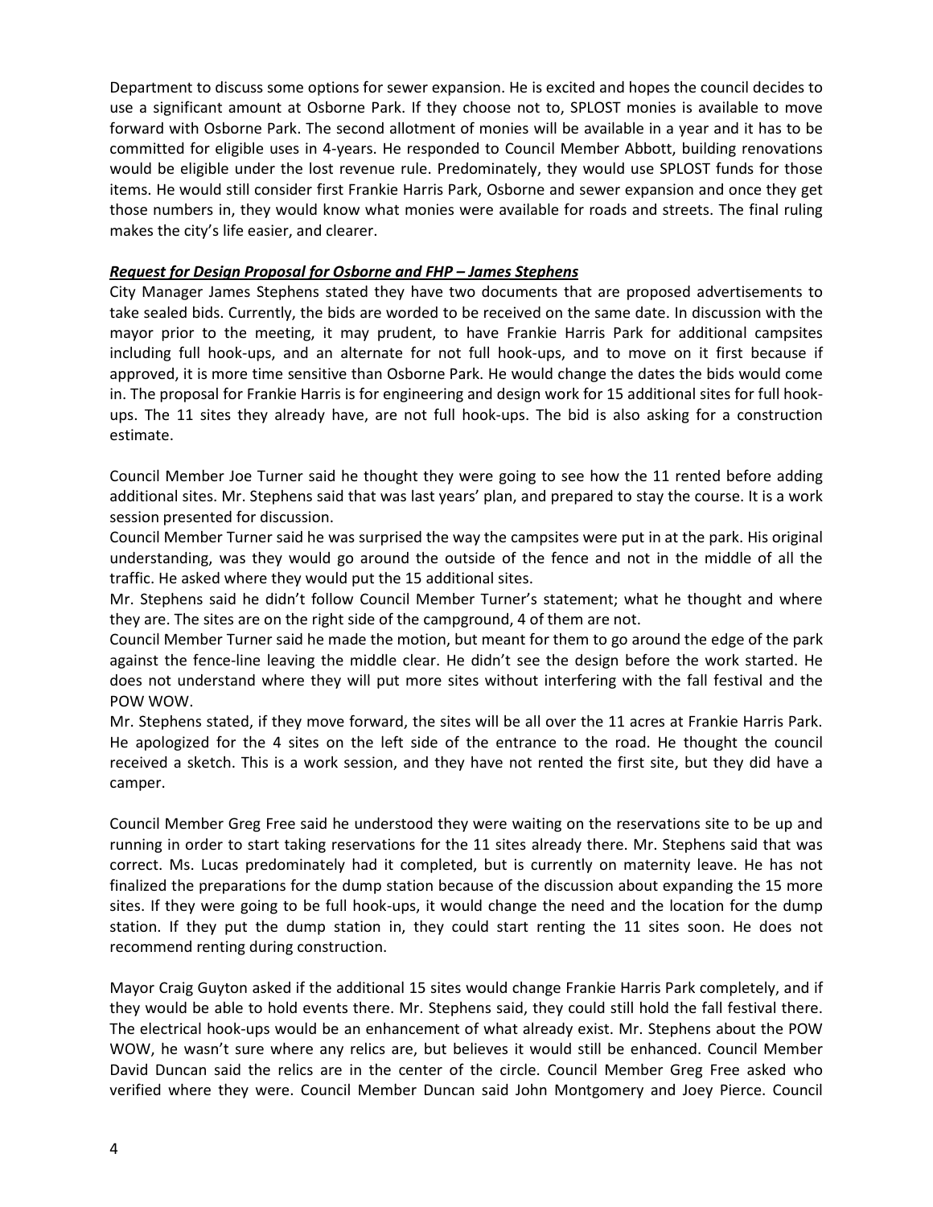Department to discuss some options for sewer expansion. He is excited and hopes the council decides to use a significant amount at Osborne Park. If they choose not to, SPLOST monies is available to move forward with Osborne Park. The second allotment of monies will be available in a year and it has to be committed for eligible uses in 4-years. He responded to Council Member Abbott, building renovations would be eligible under the lost revenue rule. Predominately, they would use SPLOST funds for those items. He would still consider first Frankie Harris Park, Osborne and sewer expansion and once they get those numbers in, they would know what monies were available for roads and streets. The final ruling makes the city's life easier, and clearer.

***Request for Design Proposal for Osborne and FHP – James Stephens***

City Manager James Stephens stated they have two documents that are proposed advertisements to take sealed bids. Currently, the bids are worded to be received on the same date. In discussion with the mayor prior to the meeting, it may prudent, to have Frankie Harris Park for additional campsites including full hook-ups, and an alternate for not full hook-ups, and to move on it first because if approved, it is more time sensitive than Osborne Park. He would change the dates the bids would come in. The proposal for Frankie Harris is for engineering and design work for 15 additional sites for full hook-ups. The 11 sites they already have, are not full hook-ups. The bid is also asking for a construction estimate.

Council Member Joe Turner said he thought they were going to see how the 11 rented before adding additional sites. Mr. Stephens said that was last years' plan, and prepared to stay the course. It is a work session presented for discussion.

Council Member Turner said he was surprised the way the campsites were put in at the park. His original understanding, was they would go around the outside of the fence and not in the middle of all the traffic. He asked where they would put the 15 additional sites.

Mr. Stephens said he didn't follow Council Member Turner's statement; what he thought and where they are. The sites are on the right side of the campground, 4 of them are not.

Council Member Turner said he made the motion, but meant for them to go around the edge of the park against the fence-line leaving the middle clear. He didn't see the design before the work started. He does not understand where they will put more sites without interfering with the fall festival and the POW WOW.

Mr. Stephens stated, if they move forward, the sites will be all over the 11 acres at Frankie Harris Park. He apologized for the 4 sites on the left side of the entrance to the road. He thought the council received a sketch. This is a work session, and they have not rented the first site, but they did have a camper.

Council Member Greg Free said he understood they were waiting on the reservations site to be up and running in order to start taking reservations for the 11 sites already there. Mr. Stephens said that was correct. Ms. Lucas predominately had it completed, but is currently on maternity leave. He has not finalized the preparations for the dump station because of the discussion about expanding the 15 more sites. If they were going to be full hook-ups, it would change the need and the location for the dump station. If they put the dump station in, they could start renting the 11 sites soon. He does not recommend renting during construction.

Mayor Craig Guyton asked if the additional 15 sites would change Frankie Harris Park completely, and if they would be able to hold events there. Mr. Stephens said, they could still hold the fall festival there. The electrical hook-ups would be an enhancement of what already exist. Mr. Stephens about the POW WOW, he wasn't sure where any relics are, but believes it would still be enhanced. Council Member David Duncan said the relics are in the center of the circle. Council Member Greg Free asked who verified where they were. Council Member Duncan said John Montgomery and Joey Pierce. Council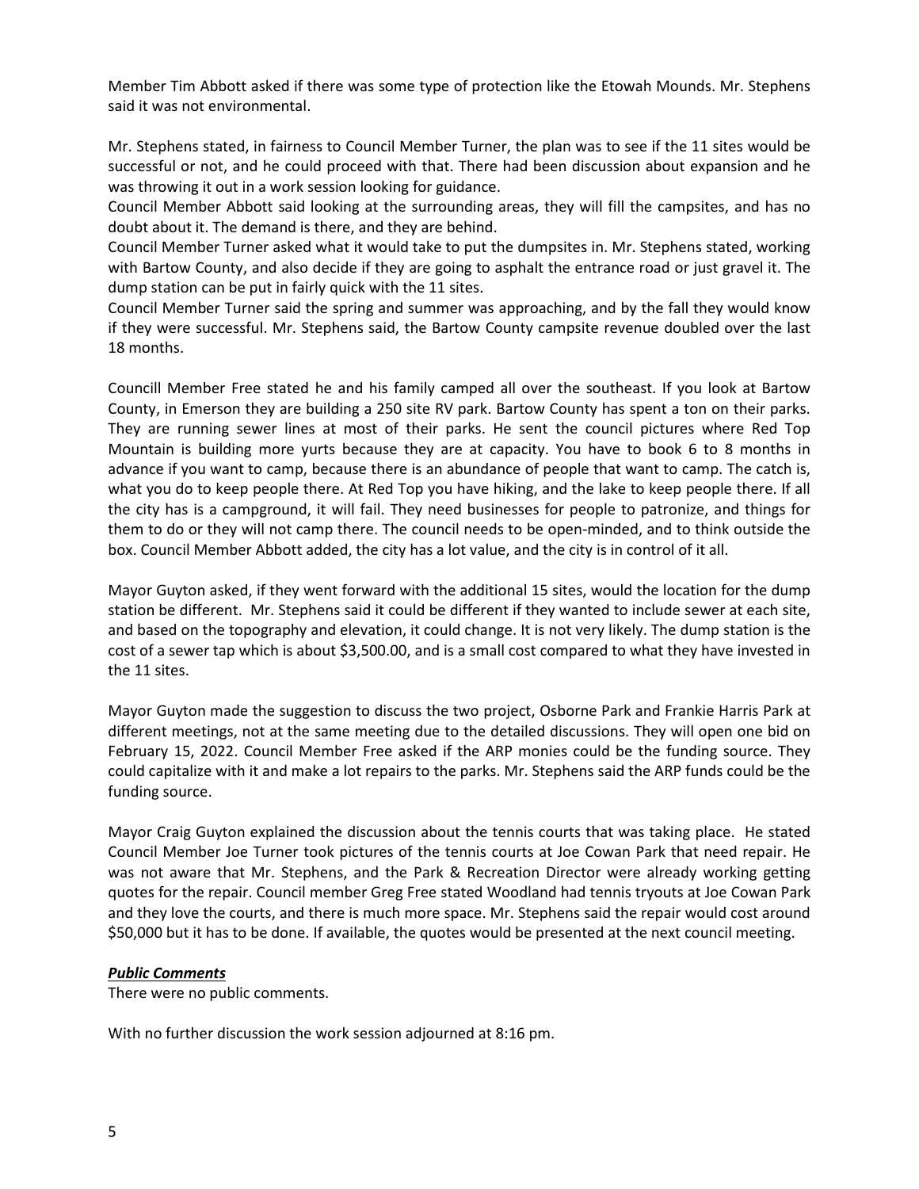Member Tim Abbott asked if there was some type of protection like the Etowah Mounds. Mr. Stephens said it was not environmental.

Mr. Stephens stated, in fairness to Council Member Turner, the plan was to see if the 11 sites would be successful or not, and he could proceed with that. There had been discussion about expansion and he was throwing it out in a work session looking for guidance.
Council Member Abbott said looking at the surrounding areas, they will fill the campsites, and has no doubt about it. The demand is there, and they are behind.
Council Member Turner asked what it would take to put the dumpsites in. Mr. Stephens stated, working with Bartow County, and also decide if they are going to asphalt the entrance road or just gravel it. The dump station can be put in fairly quick with the 11 sites.
Council Member Turner said the spring and summer was approaching, and by the fall they would know if they were successful. Mr. Stephens said, the Bartow County campsite revenue doubled over the last 18 months.

Councill Member Free stated he and his family camped all over the southeast. If you look at Bartow County, in Emerson they are building a 250 site RV park. Bartow County has spent a ton on their parks. They are running sewer lines at most of their parks. He sent the council pictures where Red Top Mountain is building more yurts because they are at capacity. You have to book 6 to 8 months in advance if you want to camp, because there is an abundance of people that want to camp. The catch is, what you do to keep people there. At Red Top you have hiking, and the lake to keep people there. If all the city has is a campground, it will fail. They need businesses for people to patronize, and things for them to do or they will not camp there. The council needs to be open-minded, and to think outside the box. Council Member Abbott added, the city has a lot value, and the city is in control of it all.

Mayor Guyton asked, if they went forward with the additional 15 sites, would the location for the dump station be different. Mr. Stephens said it could be different if they wanted to include sewer at each site, and based on the topography and elevation, it could change. It is not very likely. The dump station is the cost of a sewer tap which is about $3,500.00, and is a small cost compared to what they have invested in the 11 sites.

Mayor Guyton made the suggestion to discuss the two project, Osborne Park and Frankie Harris Park at different meetings, not at the same meeting due to the detailed discussions. They will open one bid on February 15, 2022. Council Member Free asked if the ARP monies could be the funding source. They could capitalize with it and make a lot repairs to the parks. Mr. Stephens said the ARP funds could be the funding source.

Mayor Craig Guyton explained the discussion about the tennis courts that was taking place. He stated Council Member Joe Turner took pictures of the tennis courts at Joe Cowan Park that need repair. He was not aware that Mr. Stephens, and the Park & Recreation Director were already working getting quotes for the repair. Council member Greg Free stated Woodland had tennis tryouts at Joe Cowan Park and they love the courts, and there is much more space. Mr. Stephens said the repair would cost around $50,000 but it has to be done. If available, the quotes would be presented at the next council meeting.

***Public Comments***

There were no public comments.

With no further discussion the work session adjourned at 8:16 pm.